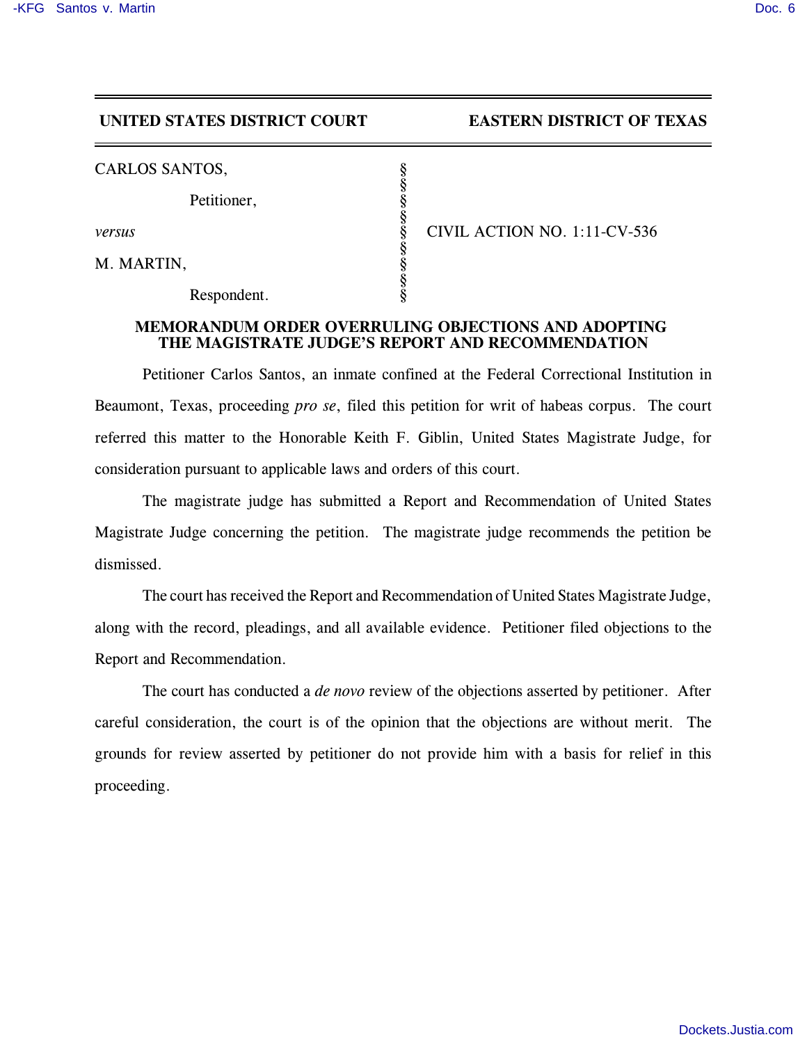**UNITED STATES DISTRICT COURT EASTERN DISTRICT OF TEXAS**

CARLOS SANTOS, §
Petitioner, §
*versus* § CIVIL ACTION NO. 1:11-CV-536
M. MARTIN, §
Respondent. §

**MEMORANDUM ORDER OVERRULING OBJECTIONS AND ADOPTING THE MAGISTRATE JUDGE'S REPORT AND RECOMMENDATION**

Petitioner Carlos Santos, an inmate confined at the Federal Correctional Institution in Beaumont, Texas, proceeding *pro se*, filed this petition for writ of habeas corpus. The court referred this matter to the Honorable Keith F. Giblin, United States Magistrate Judge, for consideration pursuant to applicable laws and orders of this court.

The magistrate judge has submitted a Report and Recommendation of United States Magistrate Judge concerning the petition. The magistrate judge recommends the petition be dismissed.

The court has received the Report and Recommendation of United States Magistrate Judge, along with the record, pleadings, and all available evidence. Petitioner filed objections to the Report and Recommendation.

The court has conducted a *de novo* review of the objections asserted by petitioner. After careful consideration, the court is of the opinion that the objections are without merit. The grounds for review asserted by petitioner do not provide him with a basis for relief in this proceeding.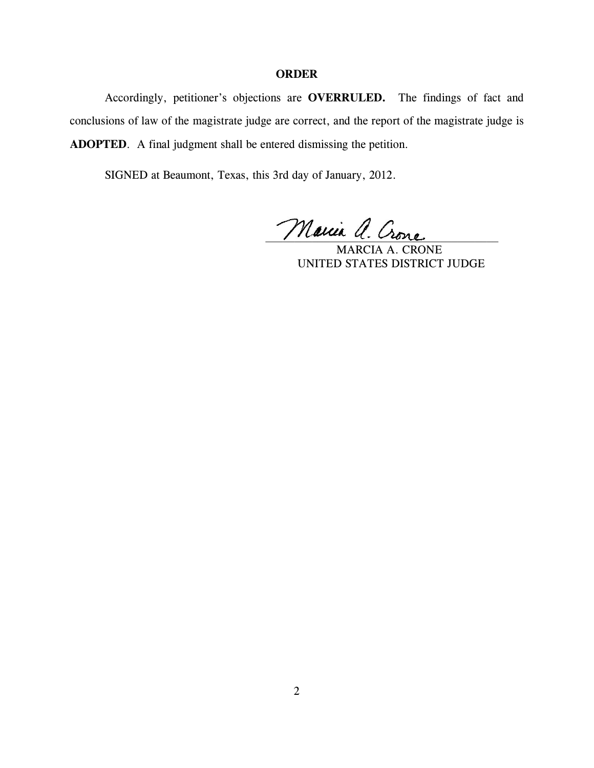## ORDER

Accordingly, petitioner's objections are **OVERRULED.** The findings of fact and conclusions of law of the magistrate judge are correct, and the report of the magistrate judge is **ADOPTED**. A final judgment shall be entered dismissing the petition.

SIGNED at Beaumont, Texas, this 3rd day of January, 2012.

MARCIA A. CRONE
UNITED STATES DISTRICT JUDGE